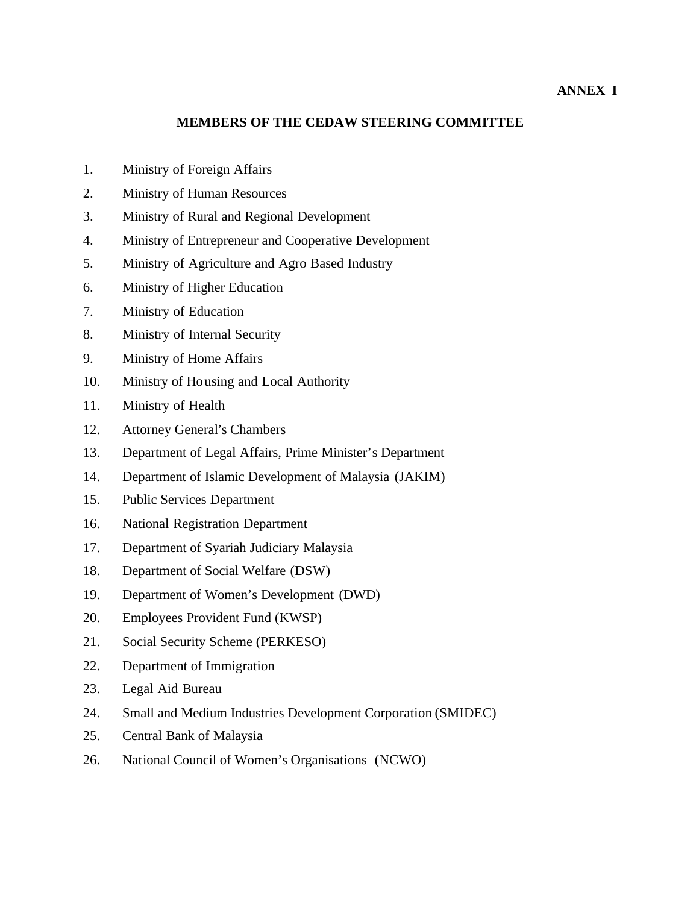**ANNEX I**

## MEMBERS OF THE CEDAW STEERING COMMITTEE

1. Ministry of Foreign Affairs
2. Ministry of Human Resources
3. Ministry of Rural and Regional Development
4. Ministry of Entrepreneur and Cooperative Development
5. Ministry of Agriculture and Agro Based Industry
6. Ministry of Higher Education
7. Ministry of Education
8. Ministry of Internal Security
9. Ministry of Home Affairs
10. Ministry of Housing and Local Authority
11. Ministry of Health
12. Attorney General's Chambers
13. Department of Legal Affairs, Prime Minister's Department
14. Department of Islamic Development of Malaysia (JAKIM)
15. Public Services Department
16. National Registration Department
17. Department of Syariah Judiciary Malaysia
18. Department of Social Welfare (DSW)
19. Department of Women's Development (DWD)
20. Employees Provident Fund (KWSP)
21. Social Security Scheme (PERKESO)
22. Department of Immigration
23. Legal Aid Bureau
24. Small and Medium Industries Development Corporation (SMIDEC)
25. Central Bank of Malaysia
26. National Council of Women's Organisations (NCWO)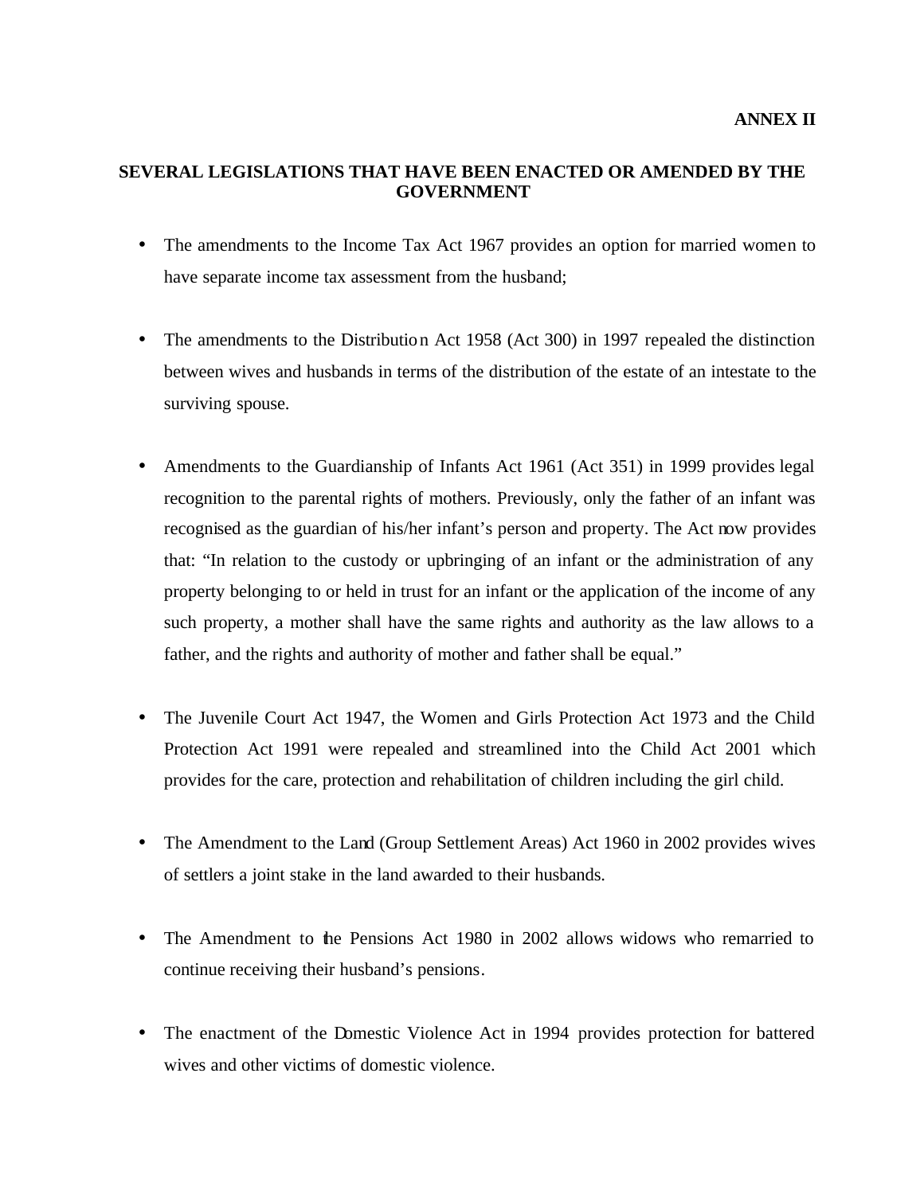**ANNEX II**

## SEVERAL LEGISLATIONS THAT HAVE BEEN ENACTED OR AMENDED BY THE GOVERNMENT

- The amendments to the Income Tax Act 1967 provides an option for married women to have separate income tax assessment from the husband;

- The amendments to the Distribution Act 1958 (Act 300) in 1997 repealed the distinction between wives and husbands in terms of the distribution of the estate of an intestate to the surviving spouse.

- Amendments to the Guardianship of Infants Act 1961 (Act 351) in 1999 provides legal recognition to the parental rights of mothers. Previously, only the father of an infant was recognised as the guardian of his/her infant's person and property. The Act now provides that: "In relation to the custody or upbringing of an infant or the administration of any property belonging to or held in trust for an infant or the application of the income of any such property, a mother shall have the same rights and authority as the law allows to a father, and the rights and authority of mother and father shall be equal."

- The Juvenile Court Act 1947, the Women and Girls Protection Act 1973 and the Child Protection Act 1991 were repealed and streamlined into the Child Act 2001 which provides for the care, protection and rehabilitation of children including the girl child.

- The Amendment to the Land (Group Settlement Areas) Act 1960 in 2002 provides wives of settlers a joint stake in the land awarded to their husbands.

- The Amendment to the Pensions Act 1980 in 2002 allows widows who remarried to continue receiving their husband's pensions.

- The enactment of the Domestic Violence Act in 1994 provides protection for battered wives and other victims of domestic violence.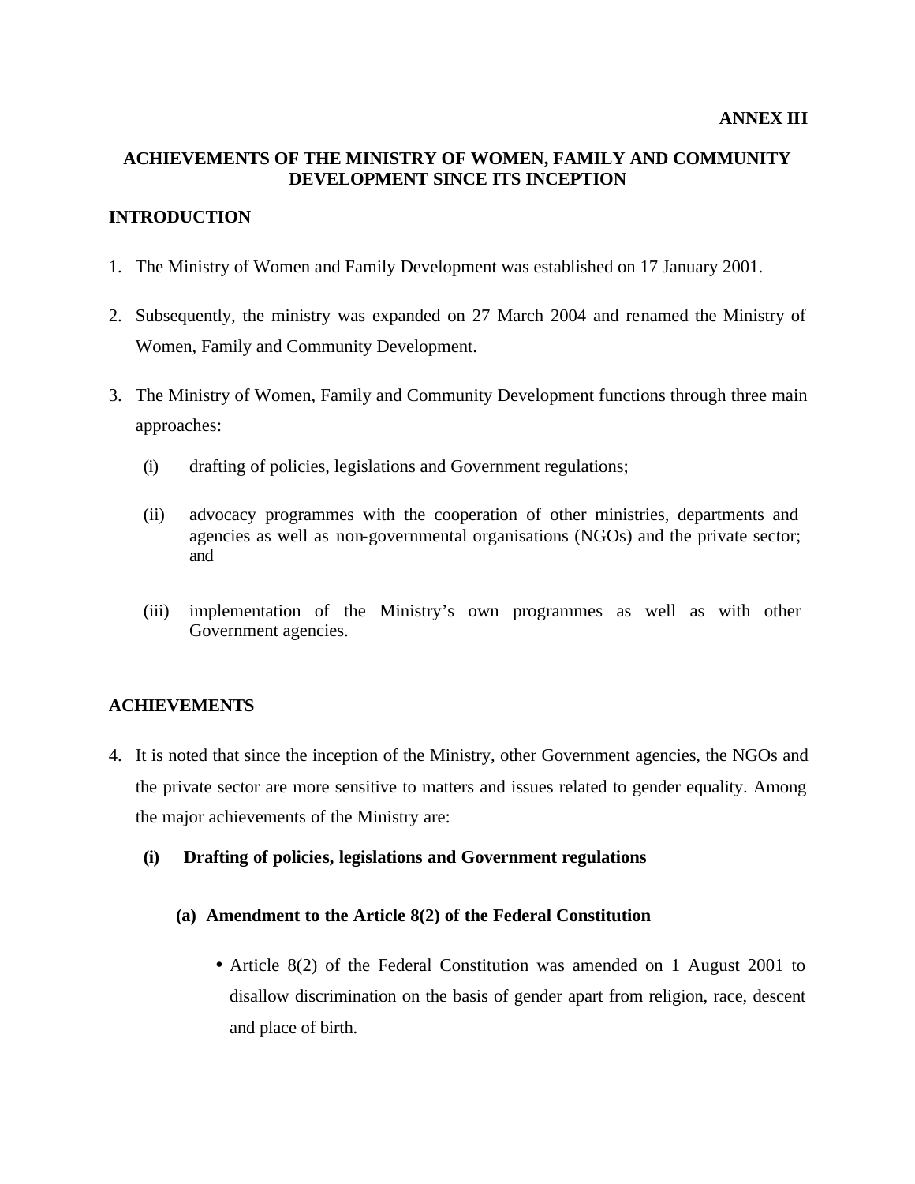**ANNEX III**

## ACHIEVEMENTS OF THE MINISTRY OF WOMEN, FAMILY AND COMMUNITY DEVELOPMENT SINCE ITS INCEPTION

### INTRODUCTION

1. The Ministry of Women and Family Development was established on 17 January 2001.

2. Subsequently, the ministry was expanded on 27 March 2004 and renamed the Ministry of Women, Family and Community Development.

3. The Ministry of Women, Family and Community Development functions through three main approaches:

   (i) drafting of policies, legislations and Government regulations;

   (ii) advocacy programmes with the cooperation of other ministries, departments and agencies as well as non-governmental organisations (NGOs) and the private sector; and

   (iii) implementation of the Ministry's own programmes as well as with other Government agencies.

### ACHIEVEMENTS

4. It is noted that since the inception of the Ministry, other Government agencies, the NGOs and the private sector are more sensitive to matters and issues related to gender equality. Among the major achievements of the Ministry are:

   **(i) Drafting of policies, legislations and Government regulations**

   **(a) Amendment to the Article 8(2) of the Federal Constitution**

   - Article 8(2) of the Federal Constitution was amended on 1 August 2001 to disallow discrimination on the basis of gender apart from religion, race, descent and place of birth.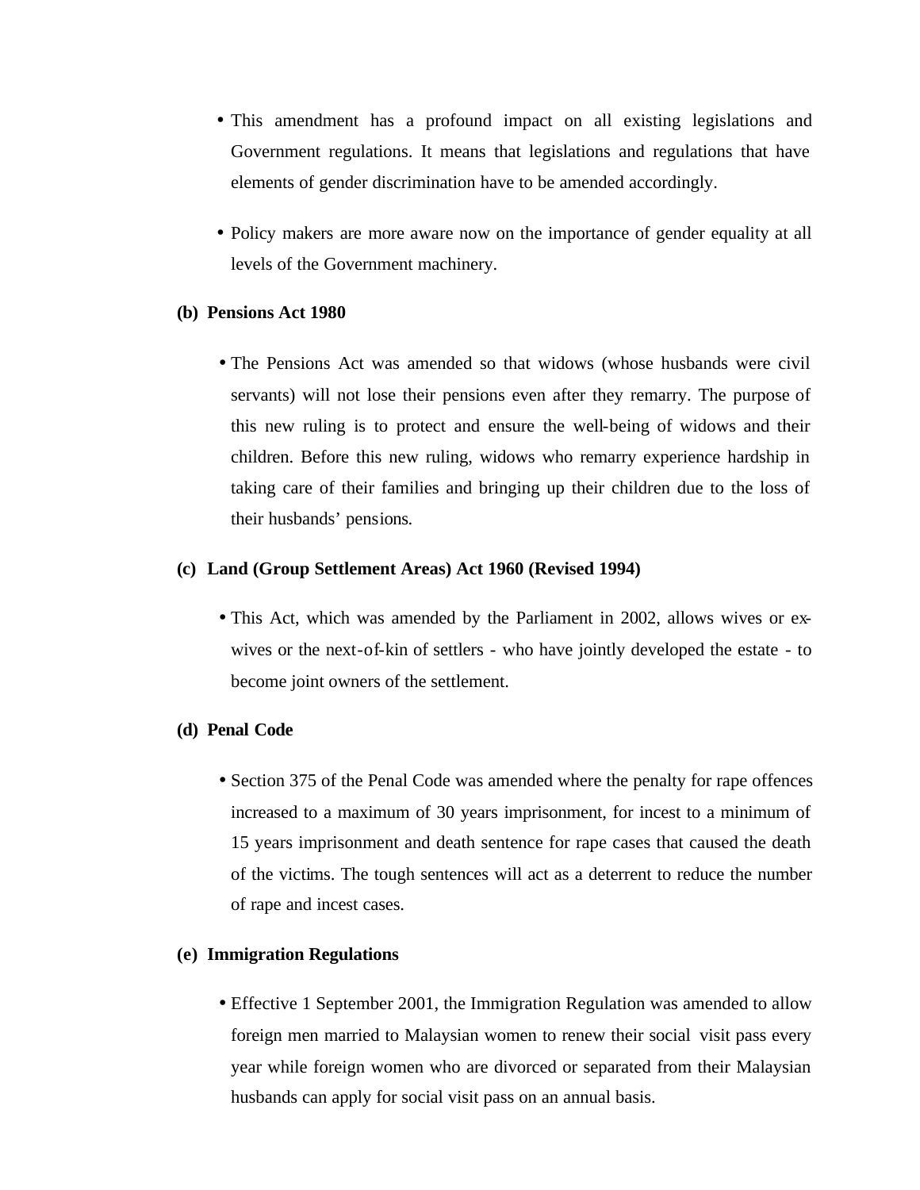- This amendment has a profound impact on all existing legislations and Government regulations. It means that legislations and regulations that have elements of gender discrimination have to be amended accordingly.

- Policy makers are more aware now on the importance of gender equality at all levels of the Government machinery.

**(b) Pensions Act 1980**

- The Pensions Act was amended so that widows (whose husbands were civil servants) will not lose their pensions even after they remarry. The purpose of this new ruling is to protect and ensure the well-being of widows and their children. Before this new ruling, widows who remarry experience hardship in taking care of their families and bringing up their children due to the loss of their husbands' pensions.

**(c) Land (Group Settlement Areas) Act 1960 (Revised 1994)**

- This Act, which was amended by the Parliament in 2002, allows wives or ex-wives or the next-of-kin of settlers - who have jointly developed the estate - to become joint owners of the settlement.

**(d) Penal Code**

- Section 375 of the Penal Code was amended where the penalty for rape offences increased to a maximum of 30 years imprisonment, for incest to a minimum of 15 years imprisonment and death sentence for rape cases that caused the death of the victims. The tough sentences will act as a deterrent to reduce the number of rape and incest cases.

**(e) Immigration Regulations**

- Effective 1 September 2001, the Immigration Regulation was amended to allow foreign men married to Malaysian women to renew their social visit pass every year while foreign women who are divorced or separated from their Malaysian husbands can apply for social visit pass on an annual basis.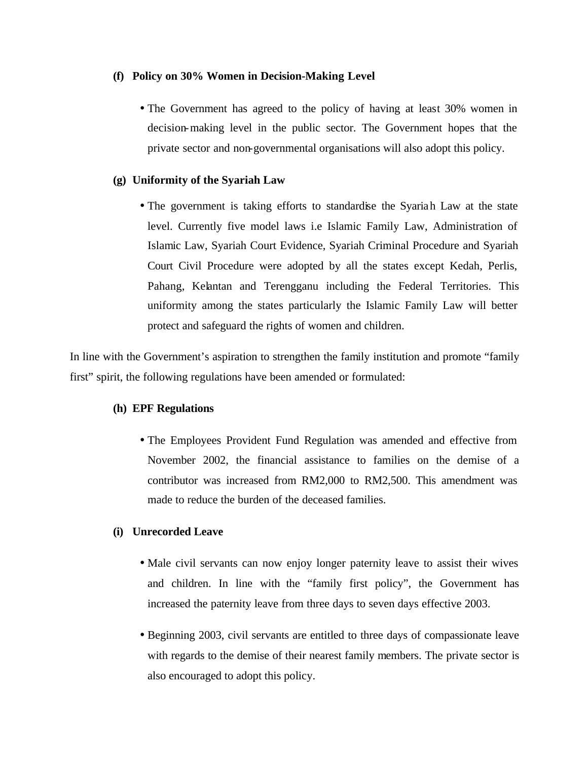**(f) Policy on 30% Women in Decision-Making Level**

- The Government has agreed to the policy of having at least 30% women in decision-making level in the public sector. The Government hopes that the private sector and non-governmental organisations will also adopt this policy.

**(g) Uniformity of the Syariah Law**

- The government is taking efforts to standardise the Syariah Law at the state level. Currently five model laws i.e Islamic Family Law, Administration of Islamic Law, Syariah Court Evidence, Syariah Criminal Procedure and Syariah Court Civil Procedure were adopted by all the states except Kedah, Perlis, Pahang, Kelantan and Terengganu including the Federal Territories. This uniformity among the states particularly the Islamic Family Law will better protect and safeguard the rights of women and children.

In line with the Government's aspiration to strengthen the family institution and promote "family first" spirit, the following regulations have been amended or formulated:

**(h) EPF Regulations**

- The Employees Provident Fund Regulation was amended and effective from November 2002, the financial assistance to families on the demise of a contributor was increased from RM2,000 to RM2,500. This amendment was made to reduce the burden of the deceased families.

**(i) Unrecorded Leave**

- Male civil servants can now enjoy longer paternity leave to assist their wives and children. In line with the "family first policy", the Government has increased the paternity leave from three days to seven days effective 2003.

- Beginning 2003, civil servants are entitled to three days of compassionate leave with regards to the demise of their nearest family members. The private sector is also encouraged to adopt this policy.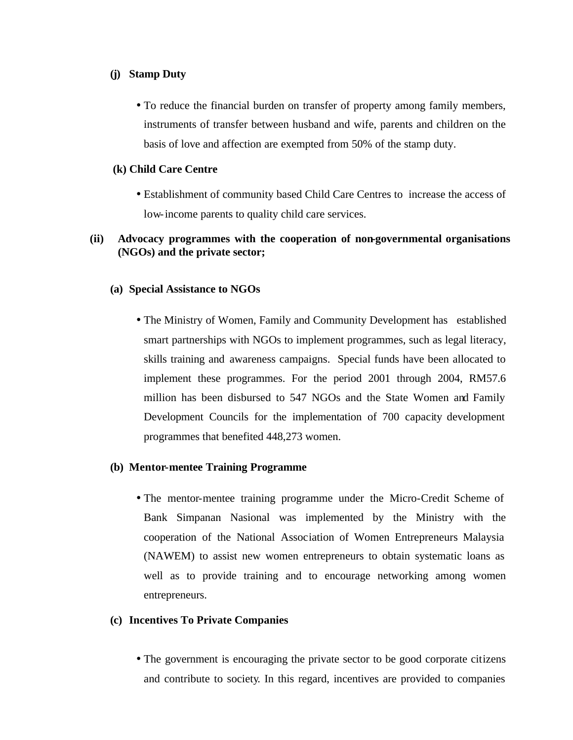**(j) Stamp Duty**

- To reduce the financial burden on transfer of property among family members, instruments of transfer between husband and wife, parents and children on the basis of love and affection are exempted from 50% of the stamp duty.

**(k) Child Care Centre**

- Establishment of community based Child Care Centres to increase the access of low-income parents to quality child care services.

**(ii) Advocacy programmes with the cooperation of non-governmental organisations (NGOs) and the private sector;**

**(a) Special Assistance to NGOs**

- The Ministry of Women, Family and Community Development has established smart partnerships with NGOs to implement programmes, such as legal literacy, skills training and awareness campaigns. Special funds have been allocated to implement these programmes. For the period 2001 through 2004, RM57.6 million has been disbursed to 547 NGOs and the State Women and Family Development Councils for the implementation of 700 capacity development programmes that benefited 448,273 women.

**(b) Mentor-mentee Training Programme**

- The mentor-mentee training programme under the Micro-Credit Scheme of Bank Simpanan Nasional was implemented by the Ministry with the cooperation of the National Association of Women Entrepreneurs Malaysia (NAWEM) to assist new women entrepreneurs to obtain systematic loans as well as to provide training and to encourage networking among women entrepreneurs.

**(c) Incentives To Private Companies**

- The government is encouraging the private sector to be good corporate citizens and contribute to society. In this regard, incentives are provided to companies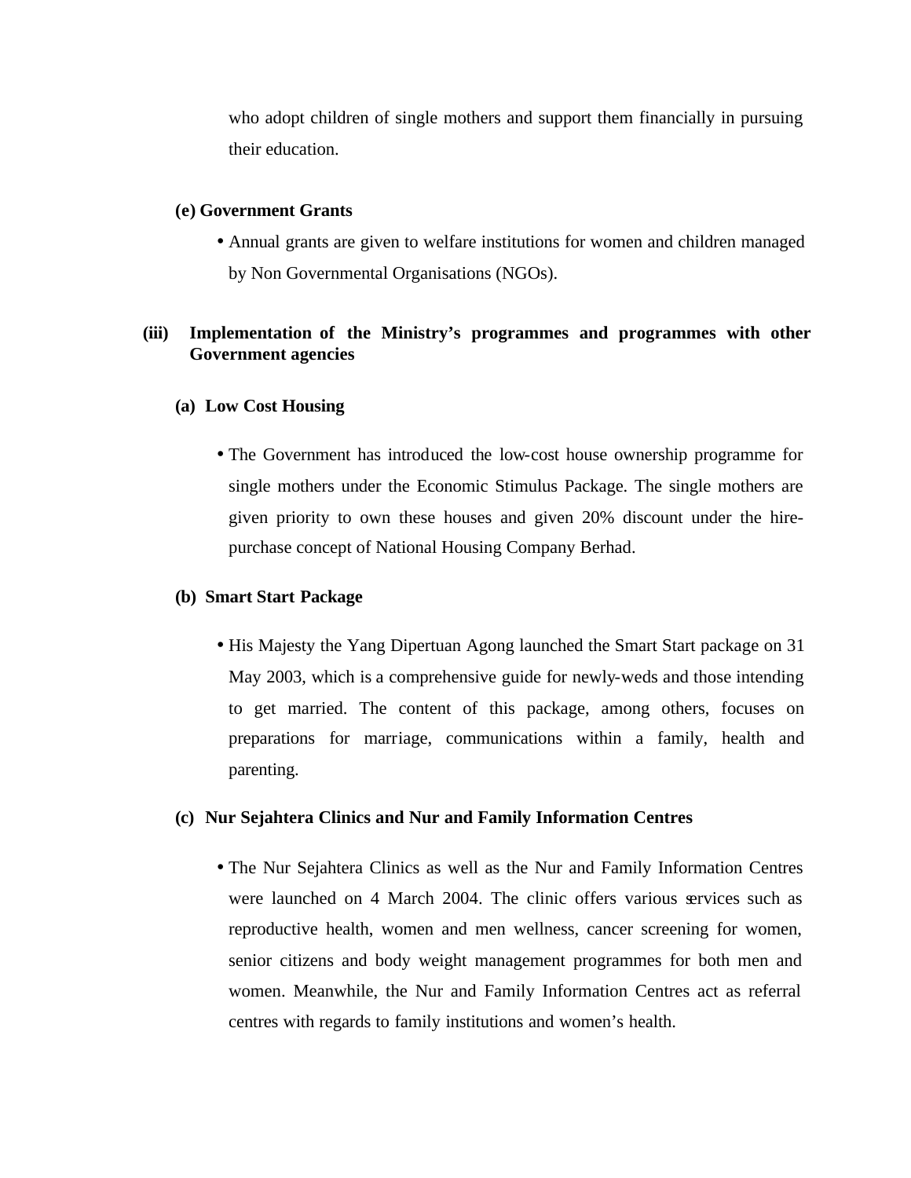who adopt children of single mothers and support them financially in pursuing their education.

**(e) Government Grants**

- Annual grants are given to welfare institutions for women and children managed by Non Governmental Organisations (NGOs).

**(iii) Implementation of the Ministry's programmes and programmes with other Government agencies**

**(a) Low Cost Housing**

- The Government has introduced the low-cost house ownership programme for single mothers under the Economic Stimulus Package. The single mothers are given priority to own these houses and given 20% discount under the hire-purchase concept of National Housing Company Berhad.

**(b) Smart Start Package**

- His Majesty the Yang Dipertuan Agong launched the Smart Start package on 31 May 2003, which is a comprehensive guide for newly-weds and those intending to get married. The content of this package, among others, focuses on preparations for marriage, communications within a family, health and parenting.

**(c) Nur Sejahtera Clinics and Nur and Family Information Centres**

- The Nur Sejahtera Clinics as well as the Nur and Family Information Centres were launched on 4 March 2004. The clinic offers various services such as reproductive health, women and men wellness, cancer screening for women, senior citizens and body weight management programmes for both men and women. Meanwhile, the Nur and Family Information Centres act as referral centres with regards to family institutions and women's health.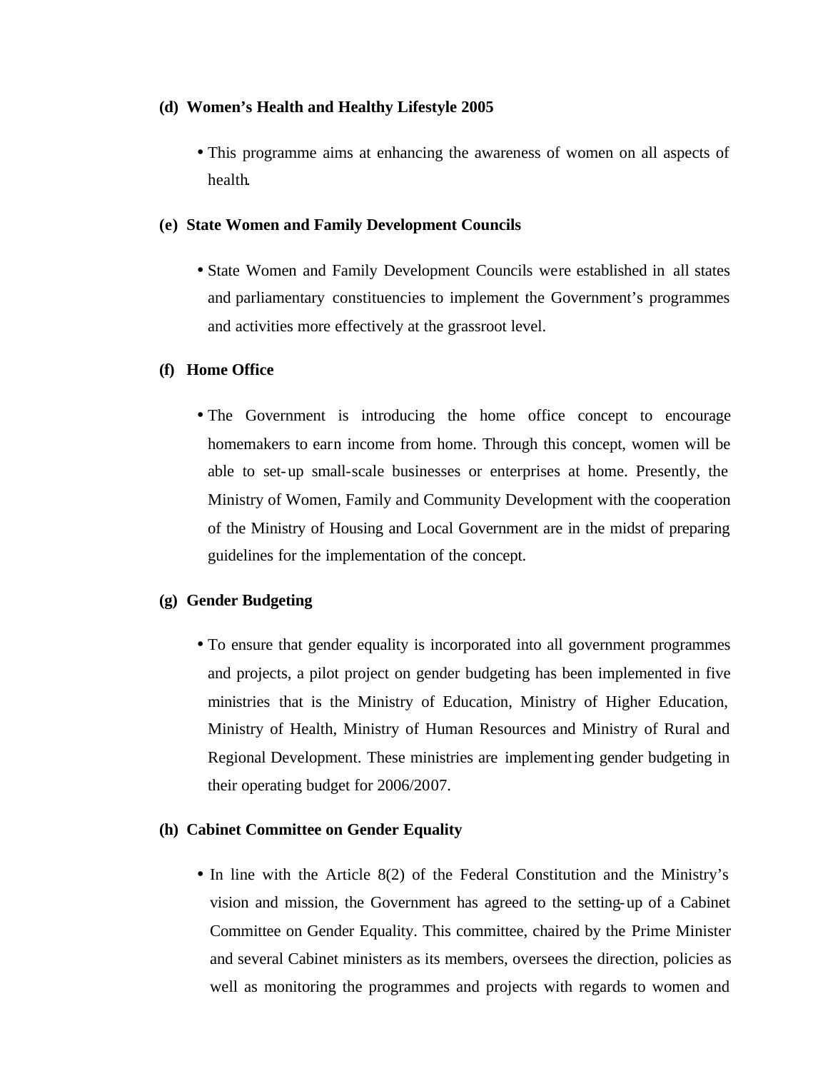**(d) Women's Health and Healthy Lifestyle 2005**

- This programme aims at enhancing the awareness of women on all aspects of health.

**(e) State Women and Family Development Councils**

- State Women and Family Development Councils were established in all states and parliamentary constituencies to implement the Government's programmes and activities more effectively at the grassroot level.

**(f) Home Office**

- The Government is introducing the home office concept to encourage homemakers to earn income from home. Through this concept, women will be able to set-up small-scale businesses or enterprises at home. Presently, the Ministry of Women, Family and Community Development with the cooperation of the Ministry of Housing and Local Government are in the midst of preparing guidelines for the implementation of the concept.

**(g) Gender Budgeting**

- To ensure that gender equality is incorporated into all government programmes and projects, a pilot project on gender budgeting has been implemented in five ministries that is the Ministry of Education, Ministry of Higher Education, Ministry of Health, Ministry of Human Resources and Ministry of Rural and Regional Development. These ministries are implementing gender budgeting in their operating budget for 2006/2007.

**(h) Cabinet Committee on Gender Equality**

- In line with the Article 8(2) of the Federal Constitution and the Ministry's vision and mission, the Government has agreed to the setting-up of a Cabinet Committee on Gender Equality. This committee, chaired by the Prime Minister and several Cabinet ministers as its members, oversees the direction, policies as well as monitoring the programmes and projects with regards to women and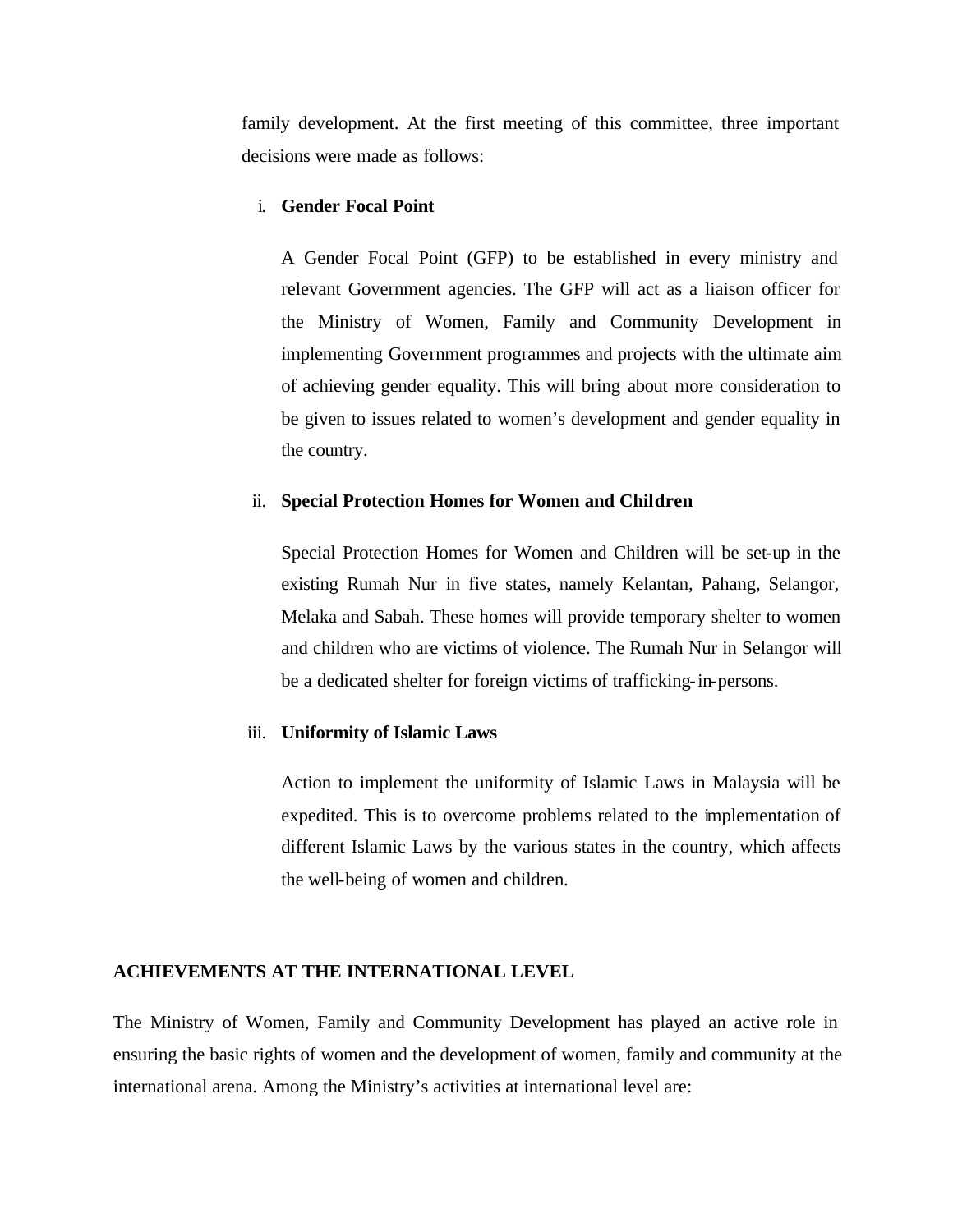family development. At the first meeting of this committee, three important decisions were made as follows:

i. **Gender Focal Point**

   A Gender Focal Point (GFP) to be established in every ministry and relevant Government agencies. The GFP will act as a liaison officer for the Ministry of Women, Family and Community Development in implementing Government programmes and projects with the ultimate aim of achieving gender equality. This will bring about more consideration to be given to issues related to women's development and gender equality in the country.

ii. **Special Protection Homes for Women and Children**

   Special Protection Homes for Women and Children will be set-up in the existing Rumah Nur in five states, namely Kelantan, Pahang, Selangor, Melaka and Sabah. These homes will provide temporary shelter to women and children who are victims of violence. The Rumah Nur in Selangor will be a dedicated shelter for foreign victims of trafficking-in-persons.

iii. **Uniformity of Islamic Laws**

   Action to implement the uniformity of Islamic Laws in Malaysia will be expedited. This is to overcome problems related to the implementation of different Islamic Laws by the various states in the country, which affects the well-being of women and children.

## ACHIEVEMENTS AT THE INTERNATIONAL LEVEL

The Ministry of Women, Family and Community Development has played an active role in ensuring the basic rights of women and the development of women, family and community at the international arena. Among the Ministry's activities at international level are: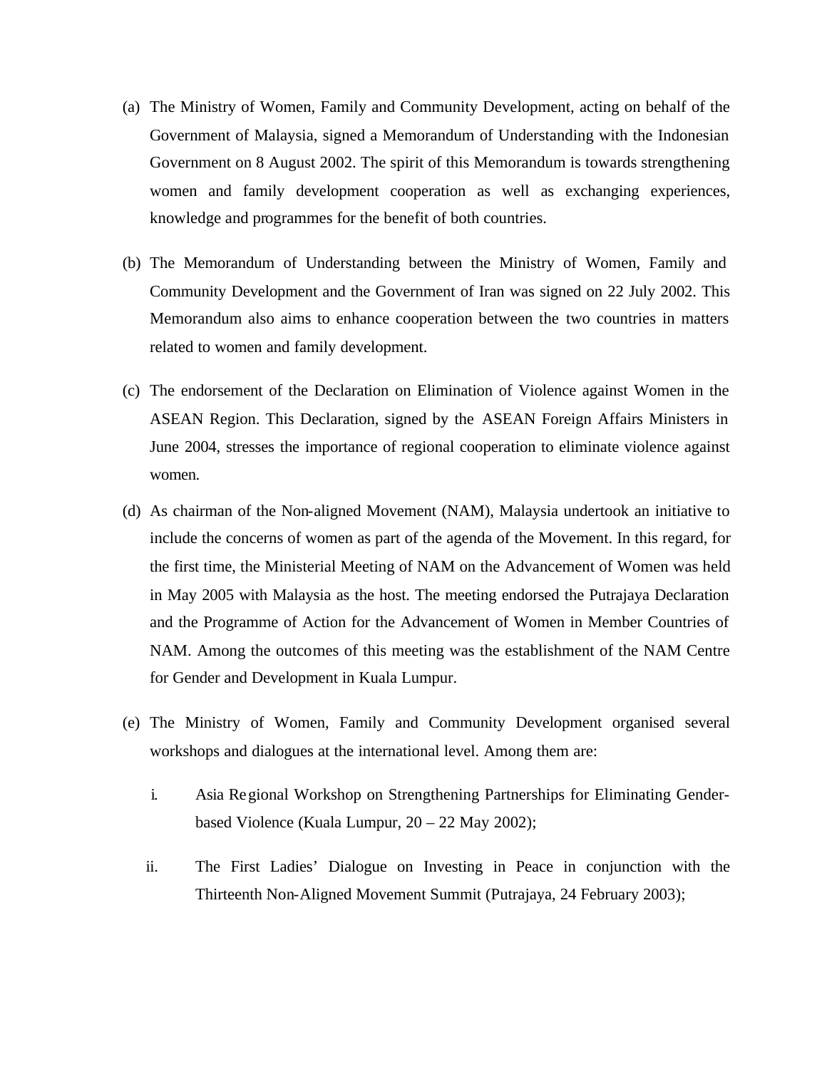(a) The Ministry of Women, Family and Community Development, acting on behalf of the Government of Malaysia, signed a Memorandum of Understanding with the Indonesian Government on 8 August 2002. The spirit of this Memorandum is towards strengthening women and family development cooperation as well as exchanging experiences, knowledge and programmes for the benefit of both countries.

(b) The Memorandum of Understanding between the Ministry of Women, Family and Community Development and the Government of Iran was signed on 22 July 2002. This Memorandum also aims to enhance cooperation between the two countries in matters related to women and family development.

(c) The endorsement of the Declaration on Elimination of Violence against Women in the ASEAN Region. This Declaration, signed by the ASEAN Foreign Affairs Ministers in June 2004, stresses the importance of regional cooperation to eliminate violence against women.

(d) As chairman of the Non-aligned Movement (NAM), Malaysia undertook an initiative to include the concerns of women as part of the agenda of the Movement. In this regard, for the first time, the Ministerial Meeting of NAM on the Advancement of Women was held in May 2005 with Malaysia as the host. The meeting endorsed the Putrajaya Declaration and the Programme of Action for the Advancement of Women in Member Countries of NAM. Among the outcomes of this meeting was the establishment of the NAM Centre for Gender and Development in Kuala Lumpur.

(e) The Ministry of Women, Family and Community Development organised several workshops and dialogues at the international level. Among them are:

   i. Asia Regional Workshop on Strengthening Partnerships for Eliminating Gender-based Violence (Kuala Lumpur, 20 – 22 May 2002);

   ii. The First Ladies' Dialogue on Investing in Peace in conjunction with the Thirteenth Non-Aligned Movement Summit (Putrajaya, 24 February 2003);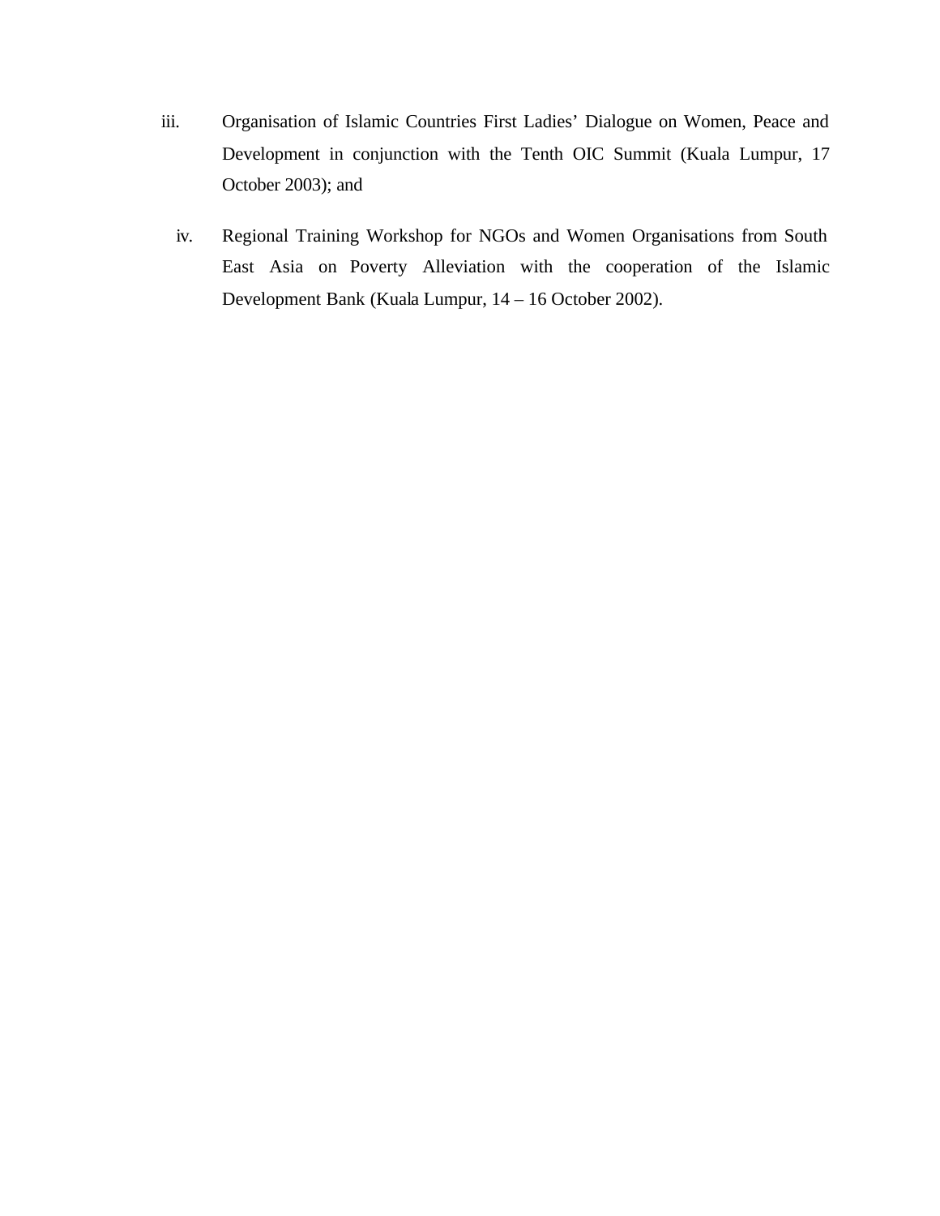iii. Organisation of Islamic Countries First Ladies' Dialogue on Women, Peace and Development in conjunction with the Tenth OIC Summit (Kuala Lumpur, 17 October 2003); and

iv. Regional Training Workshop for NGOs and Women Organisations from South East Asia on Poverty Alleviation with the cooperation of the Islamic Development Bank (Kuala Lumpur, 14 – 16 October 2002).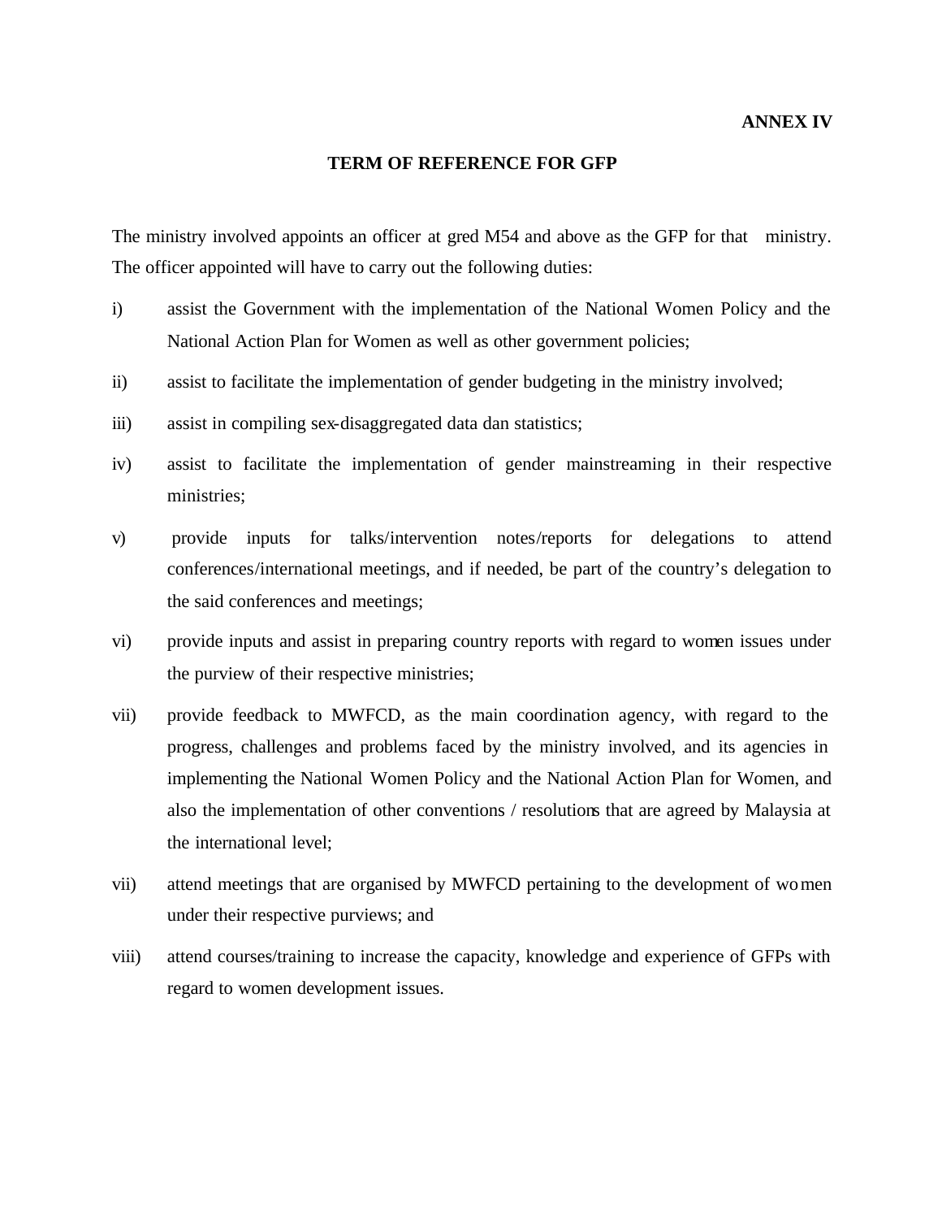**ANNEX IV**

## TERM OF REFERENCE FOR GFP

The ministry involved appoints an officer at gred M54 and above as the GFP for that ministry. The officer appointed will have to carry out the following duties:

i) assist the Government with the implementation of the National Women Policy and the National Action Plan for Women as well as other government policies;

ii) assist to facilitate the implementation of gender budgeting in the ministry involved;

iii) assist in compiling sex-disaggregated data dan statistics;

iv) assist to facilitate the implementation of gender mainstreaming in their respective ministries;

v) provide inputs for talks/intervention notes/reports for delegations to attend conferences/international meetings, and if needed, be part of the country's delegation to the said conferences and meetings;

vi) provide inputs and assist in preparing country reports with regard to women issues under the purview of their respective ministries;

vii) provide feedback to MWFCD, as the main coordination agency, with regard to the progress, challenges and problems faced by the ministry involved, and its agencies in implementing the National Women Policy and the National Action Plan for Women, and also the implementation of other conventions / resolutions that are agreed by Malaysia at the international level;

vii) attend meetings that are organised by MWFCD pertaining to the development of women under their respective purviews; and

viii) attend courses/training to increase the capacity, knowledge and experience of GFPs with regard to women development issues.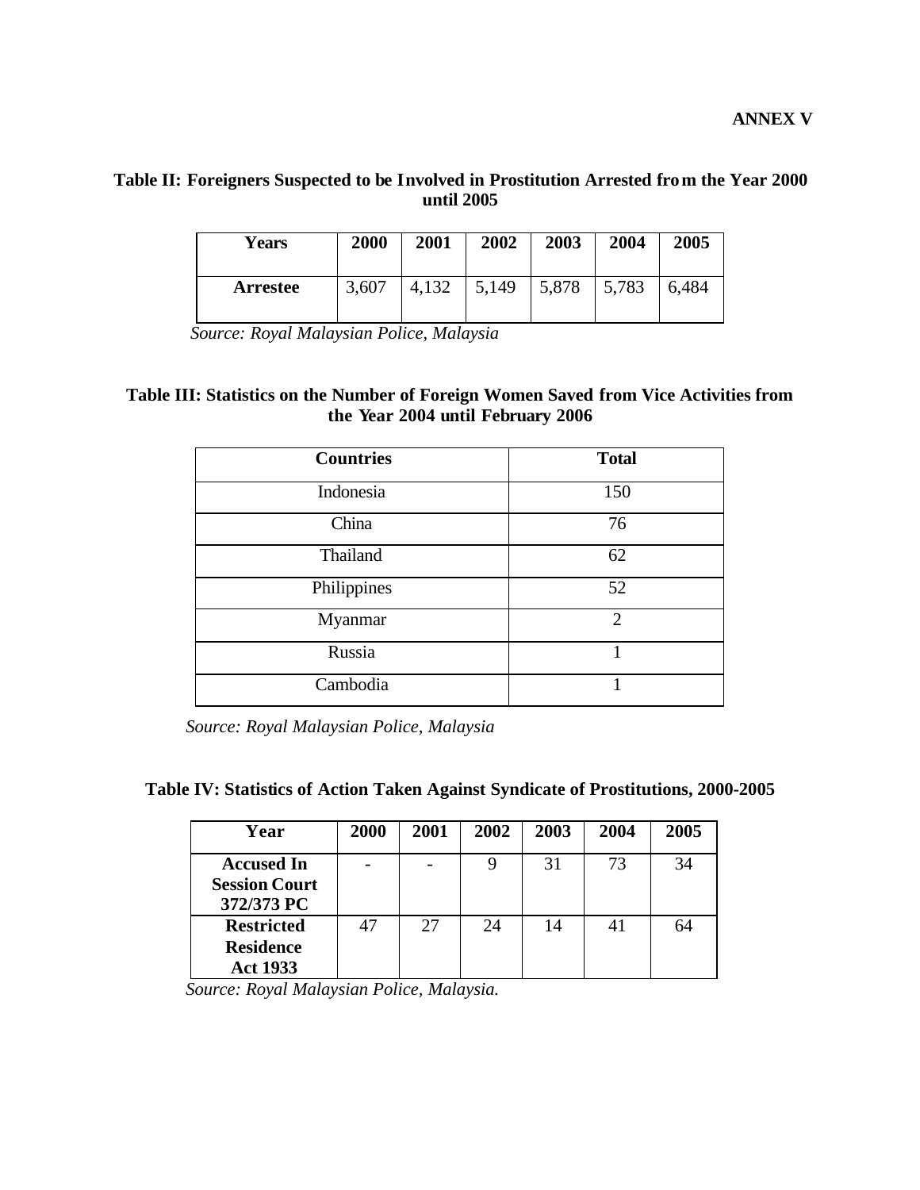**ANNEX V**

**Table II: Foreigners Suspected to be Involved in Prostitution Arrested from the Year 2000 until 2005**

| Years | 2000 | 2001 | 2002 | 2003 | 2004 | 2005 |
|---|---|---|---|---|---|---|
| Arrestee | 3,607 | 4,132 | 5,149 | 5,878 | 5,783 | 6,484 |

*Source: Royal Malaysian Police, Malaysia*

**Table III: Statistics on the Number of Foreign Women Saved from Vice Activities from the Year 2004 until February 2006**

| Countries | Total |
|---|---|
| Indonesia | 150 |
| China | 76 |
| Thailand | 62 |
| Philippines | 52 |
| Myanmar | 2 |
| Russia | 1 |
| Cambodia | 1 |

*Source: Royal Malaysian Police, Malaysia*

**Table IV: Statistics of Action Taken Against Syndicate of Prostitutions, 2000-2005**

| Year | 2000 | 2001 | 2002 | 2003 | 2004 | 2005 |
|---|---|---|---|---|---|---|
| **Accused In Session Court 372/373 PC** | - | - | 9 | 31 | 73 | 34 |
| **Restricted Residence Act 1933** | 47 | 27 | 24 | 14 | 41 | 64 |

*Source: Royal Malaysian Police, Malaysia.*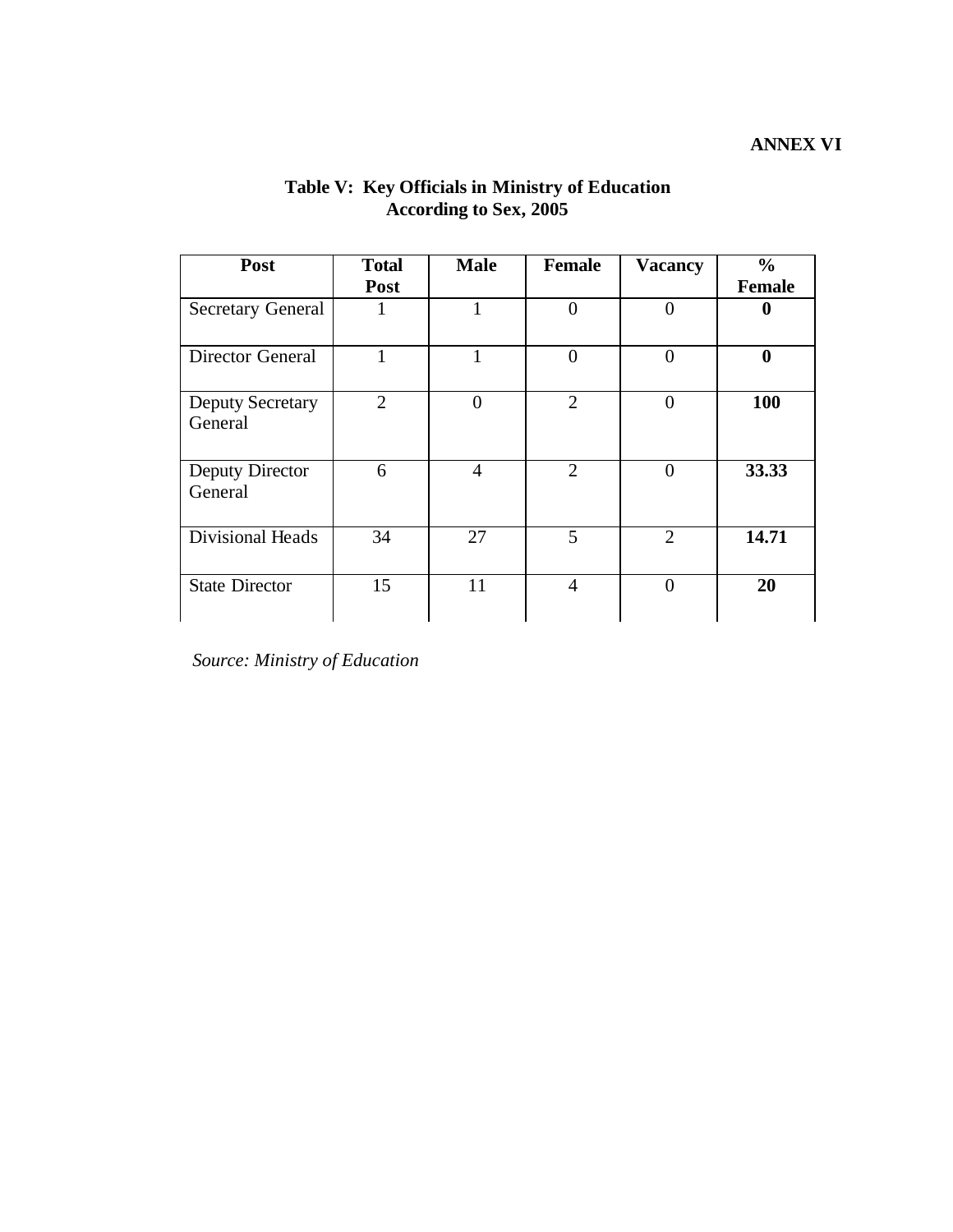**ANNEX VI**

**Table V: Key Officials in Ministry of Education According to Sex, 2005**

| Post | Total Post | Male | Female | Vacancy | % Female |
|---|---|---|---|---|---|
| Secretary General | 1 | 1 | 0 | 0 | **0** |
| Director General | 1 | 1 | 0 | 0 | **0** |
| Deputy Secretary General | 2 | 0 | 2 | 0 | **100** |
| Deputy Director General | 6 | 4 | 2 | 0 | **33.33** |
| Divisional Heads | 34 | 27 | 5 | 2 | **14.71** |
| State Director | 15 | 11 | 4 | 0 | **20** |

*Source: Ministry of Education*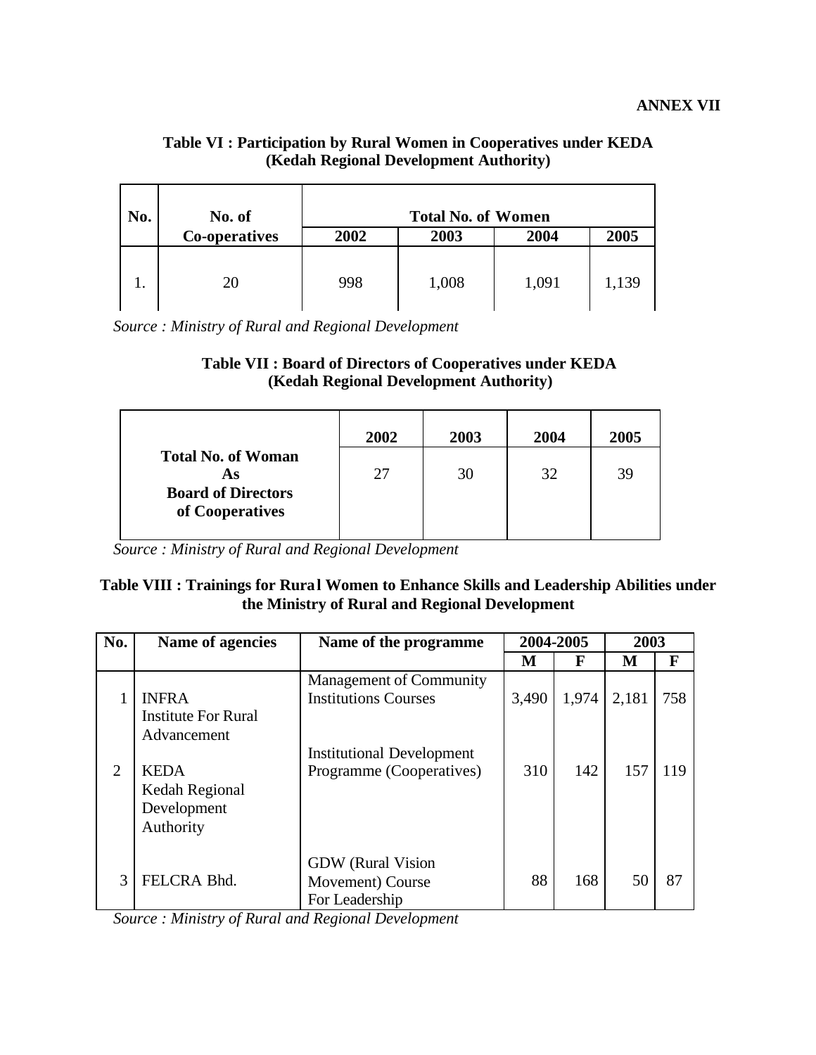**ANNEX VII**

**Table VI : Participation by Rural Women in Cooperatives under KEDA (Kedah Regional Development Authority)**

| No. | No. of Co-operatives | Total No. of Women | | | |
|---|---|---|---|---|---|
| | | 2002 | 2003 | 2004 | 2005 |
| 1. | 20 | 998 | 1,008 | 1,091 | 1,139 |

*Source : Ministry of Rural and Regional Development*

**Table VII : Board of Directors of Cooperatives under KEDA (Kedah Regional Development Authority)**

| | 2002 | 2003 | 2004 | 2005 |
|---|---|---|---|---|
| **Total No. of Woman As Board of Directors of Cooperatives** | 27 | 30 | 32 | 39 |

*Source : Ministry of Rural and Regional Development*

**Table VIII : Trainings for Rural Women to Enhance Skills and Leadership Abilities under the Ministry of Rural and Regional Development**

| No. | Name of agencies | Name of the programme | 2004-2005 | | 2003 | |
|---|---|---|---|---|---|---|
| | | | M | F | M | F |
| 1 | INFRA Institute For Rural Advancement | Management of Community Institutions Courses | 3,490 | 1,974 | 2,181 | 758 |
| 2 | KEDA Kedah Regional Development Authority | Institutional Development Programme (Cooperatives) | 310 | 142 | 157 | 119 |
| 3 | FELCRA Bhd. | GDW (Rural Vision Movement) Course For Leadership | 88 | 168 | 50 | 87 |

*Source : Ministry of Rural and Regional Development*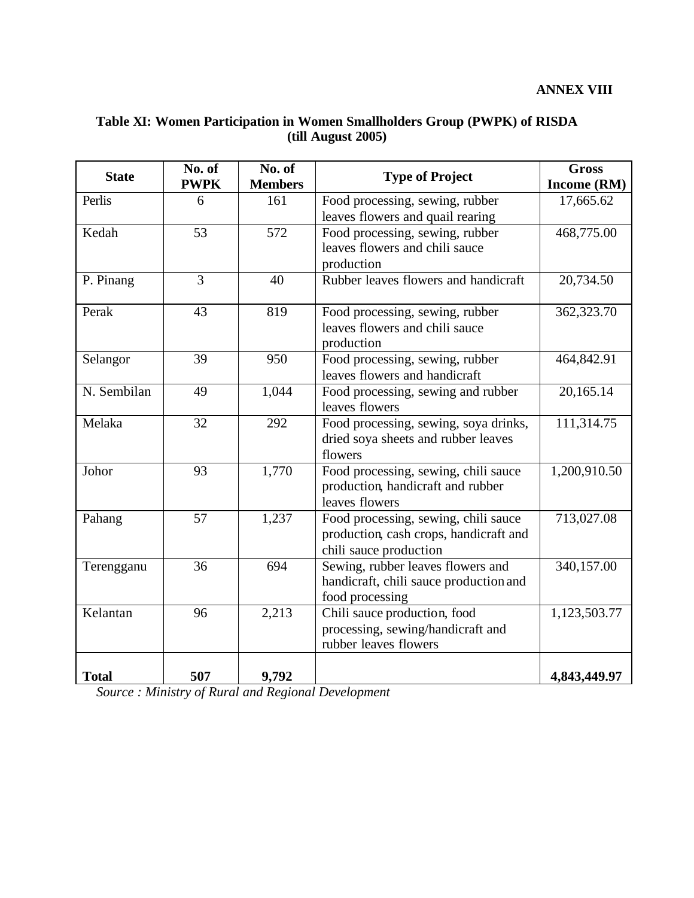**ANNEX VIII**

**Table XI: Women Participation in Women Smallholders Group (PWPK) of RISDA (till August 2005)**

| State | No. of PWPK | No. of Members | Type of Project | Gross Income (RM) |
|---|---|---|---|---|
| Perlis | 6 | 161 | Food processing, sewing, rubber leaves flowers and quail rearing | 17,665.62 |
| Kedah | 53 | 572 | Food processing, sewing, rubber leaves flowers and chili sauce production | 468,775.00 |
| P. Pinang | 3 | 40 | Rubber leaves flowers and handicraft | 20,734.50 |
| Perak | 43 | 819 | Food processing, sewing, rubber leaves flowers and chili sauce production | 362,323.70 |
| Selangor | 39 | 950 | Food processing, sewing, rubber leaves flowers and handicraft | 464,842.91 |
| N. Sembilan | 49 | 1,044 | Food processing, sewing and rubber leaves flowers | 20,165.14 |
| Melaka | 32 | 292 | Food processing, sewing, soya drinks, dried soya sheets and rubber leaves flowers | 111,314.75 |
| Johor | 93 | 1,770 | Food processing, sewing, chili sauce production, handicraft and rubber leaves flowers | 1,200,910.50 |
| Pahang | 57 | 1,237 | Food processing, sewing, chili sauce production, cash crops, handicraft and chili sauce production | 713,027.08 |
| Terengganu | 36 | 694 | Sewing, rubber leaves flowers and handicraft, chili sauce production and food processing | 340,157.00 |
| Kelantan | 96 | 2,213 | Chili sauce production, food processing, sewing/handicraft and rubber leaves flowers | 1,123,503.77 |
| **Total** | **507** | **9,792** | | **4,843,449.97** |

*Source : Ministry of Rural and Regional Development*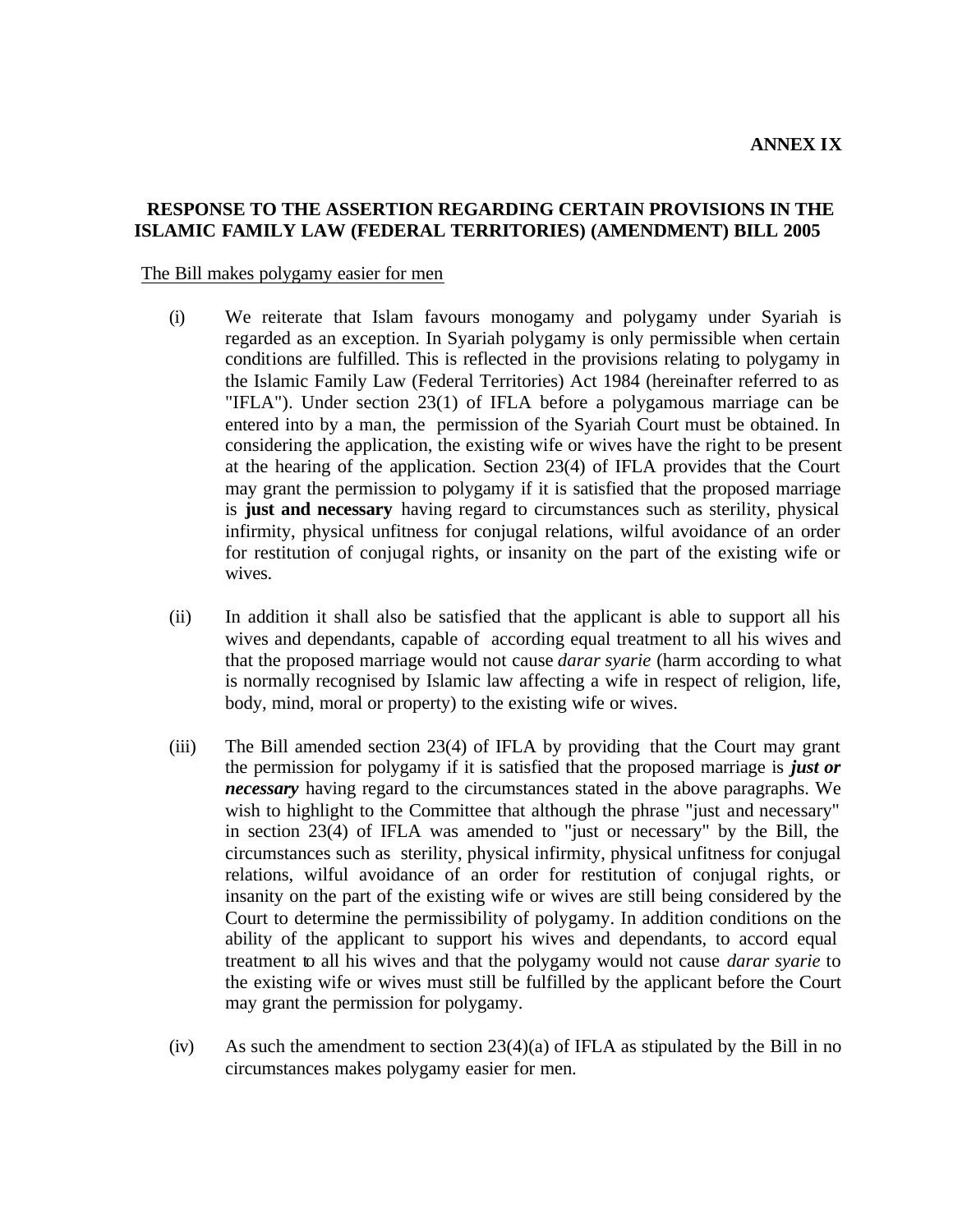**ANNEX IX**

## RESPONSE TO THE ASSERTION REGARDING CERTAIN PROVISIONS IN THE ISLAMIC FAMILY LAW (FEDERAL TERRITORIES) (AMENDMENT) BILL 2005

<u>The Bill makes polygamy easier for men</u>

(i) We reiterate that Islam favours monogamy and polygamy under Syariah is regarded as an exception. In Syariah polygamy is only permissible when certain conditions are fulfilled. This is reflected in the provisions relating to polygamy in the Islamic Family Law (Federal Territories) Act 1984 (hereinafter referred to as "IFLA"). Under section 23(1) of IFLA before a polygamous marriage can be entered into by a man, the permission of the Syariah Court must be obtained. In considering the application, the existing wife or wives have the right to be present at the hearing of the application. Section 23(4) of IFLA provides that the Court may grant the permission to polygamy if it is satisfied that the proposed marriage is **just and necessary** having regard to circumstances such as sterility, physical infirmity, physical unfitness for conjugal relations, wilful avoidance of an order for restitution of conjugal rights, or insanity on the part of the existing wife or wives.

(ii) In addition it shall also be satisfied that the applicant is able to support all his wives and dependants, capable of according equal treatment to all his wives and that the proposed marriage would not cause *darar syarie* (harm according to what is normally recognised by Islamic law affecting a wife in respect of religion, life, body, mind, moral or property) to the existing wife or wives.

(iii) The Bill amended section 23(4) of IFLA by providing that the Court may grant the permission for polygamy if it is satisfied that the proposed marriage is ***just or necessary*** having regard to the circumstances stated in the above paragraphs. We wish to highlight to the Committee that although the phrase "just and necessary" in section 23(4) of IFLA was amended to "just or necessary" by the Bill, the circumstances such as sterility, physical infirmity, physical unfitness for conjugal relations, wilful avoidance of an order for restitution of conjugal rights, or insanity on the part of the existing wife or wives are still being considered by the Court to determine the permissibility of polygamy. In addition conditions on the ability of the applicant to support his wives and dependants, to accord equal treatment to all his wives and that the polygamy would not cause *darar syarie* to the existing wife or wives must still be fulfilled by the applicant before the Court may grant the permission for polygamy.

(iv) As such the amendment to section 23(4)(a) of IFLA as stipulated by the Bill in no circumstances makes polygamy easier for men.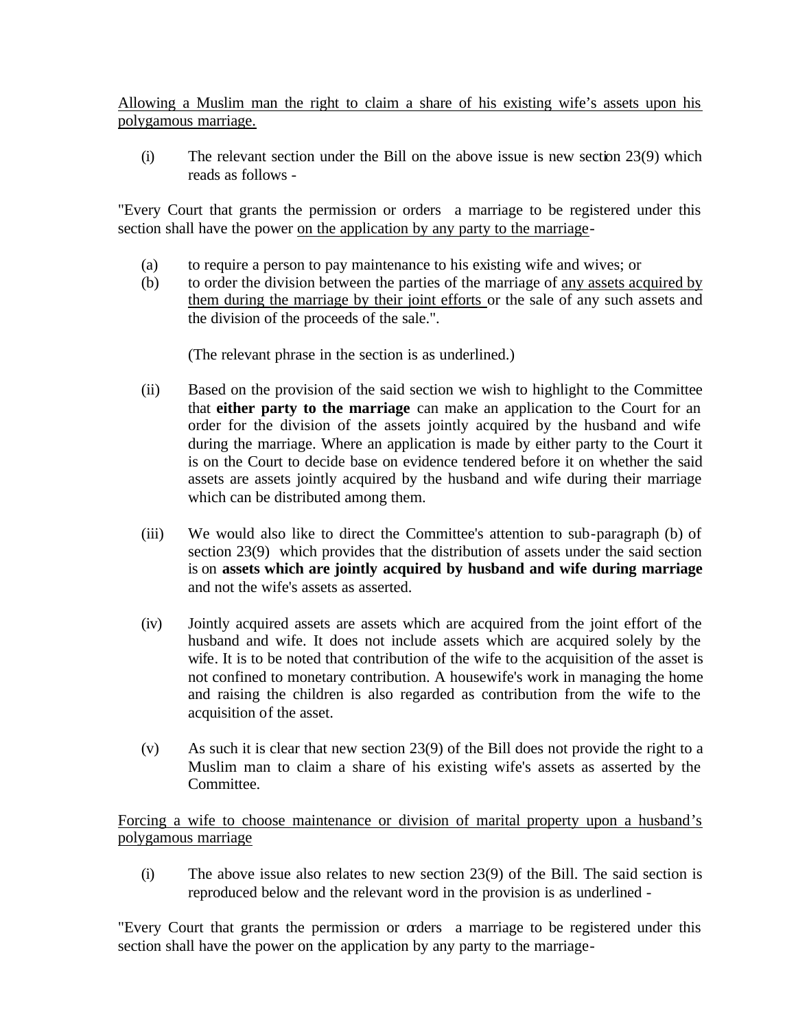<u>Allowing a Muslim man the right to claim a share of his existing wife's assets upon his polygamous marriage.</u>

(i) The relevant section under the Bill on the above issue is new section 23(9) which reads as follows -

"Every Court that grants the permission or orders a marriage to be registered under this section shall have the power <u>on the application by any party to the marriage</u>-

(a) to require a person to pay maintenance to his existing wife and wives; or
(b) to order the division between the parties of the marriage of <u>any assets acquired by them during the marriage by their joint efforts</u> or the sale of any such assets and the division of the proceeds of the sale.".

(The relevant phrase in the section is as underlined.)

(ii) Based on the provision of the said section we wish to highlight to the Committee that **either party to the marriage** can make an application to the Court for an order for the division of the assets jointly acquired by the husband and wife during the marriage. Where an application is made by either party to the Court it is on the Court to decide base on evidence tendered before it on whether the said assets are assets jointly acquired by the husband and wife during their marriage which can be distributed among them.

(iii) We would also like to direct the Committee's attention to sub-paragraph (b) of section 23(9) which provides that the distribution of assets under the said section is on **assets which are jointly acquired by husband and wife during marriage** and not the wife's assets as asserted.

(iv) Jointly acquired assets are assets which are acquired from the joint effort of the husband and wife. It does not include assets which are acquired solely by the wife. It is to be noted that contribution of the wife to the acquisition of the asset is not confined to monetary contribution. A housewife's work in managing the home and raising the children is also regarded as contribution from the wife to the acquisition of the asset.

(v) As such it is clear that new section 23(9) of the Bill does not provide the right to a Muslim man to claim a share of his existing wife's assets as asserted by the Committee.

<u>Forcing a wife to choose maintenance or division of marital property upon a husband's polygamous marriage</u>

(i) The above issue also relates to new section 23(9) of the Bill. The said section is reproduced below and the relevant word in the provision is as underlined -

"Every Court that grants the permission or orders a marriage to be registered under this section shall have the power on the application by any party to the marriage-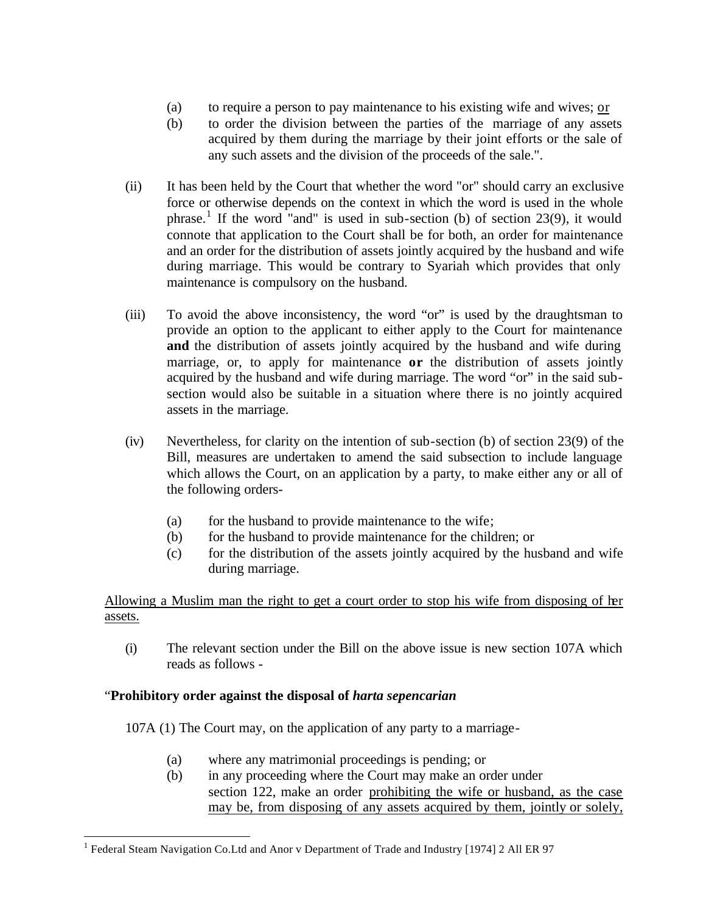(a) to require a person to pay maintenance to his existing wife and wives; <u>or</u>

(b) to order the division between the parties of the marriage of any assets acquired by them during the marriage by their joint efforts or the sale of any such assets and the division of the proceeds of the sale.".

(ii) It has been held by the Court that whether the word "or" should carry an exclusive force or otherwise depends on the context in which the word is used in the whole phrase.[1] If the word "and" is used in sub-section (b) of section 23(9), it would connote that application to the Court shall be for both, an order for maintenance and an order for the distribution of assets jointly acquired by the husband and wife during marriage. This would be contrary to Syariah which provides that only maintenance is compulsory on the husband.

(iii) To avoid the above inconsistency, the word "or" is used by the draughtsman to provide an option to the applicant to either apply to the Court for maintenance **and** the distribution of assets jointly acquired by the husband and wife during marriage, or, to apply for maintenance **or** the distribution of assets jointly acquired by the husband and wife during marriage. The word "or" in the said sub-section would also be suitable in a situation where there is no jointly acquired assets in the marriage.

(iv) Nevertheless, for clarity on the intention of sub-section (b) of section 23(9) of the Bill, measures are undertaken to amend the said subsection to include language which allows the Court, on an application by a party, to make either any or all of the following orders-

(a) for the husband to provide maintenance to the wife;
(b) for the husband to provide maintenance for the children; or
(c) for the distribution of the assets jointly acquired by the husband and wife during marriage.

<u>Allowing a Muslim man the right to get a court order to stop his wife from disposing of her assets.</u>

(i) The relevant section under the Bill on the above issue is new section 107A which reads as follows -

"**Prohibitory order against the disposal of *harta sepencarian***

107A (1) The Court may, on the application of any party to a marriage-

(a) where any matrimonial proceedings is pending; or
(b) in any proceeding where the Court may make an order under section 122, make an order <u>prohibiting the wife or husband, as the case may be, from disposing of any assets acquired by them, jointly or solely,</u>

[1] Federal Steam Navigation Co.Ltd and Anor v Department of Trade and Industry [1974] 2 All ER 97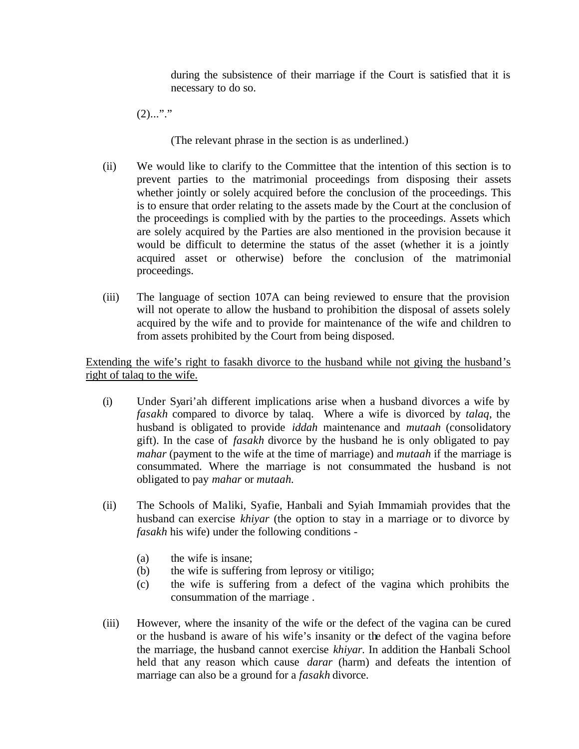during the subsistence of their marriage if the Court is satisfied that it is necessary to do so.

(2)...”.”

(The relevant phrase in the section is as underlined.)

(ii) We would like to clarify to the Committee that the intention of this section is to prevent parties to the matrimonial proceedings from disposing their assets whether jointly or solely acquired before the conclusion of the proceedings. This is to ensure that order relating to the assets made by the Court at the conclusion of the proceedings is complied with by the parties to the proceedings. Assets which are solely acquired by the Parties are also mentioned in the provision because it would be difficult to determine the status of the asset (whether it is a jointly acquired asset or otherwise) before the conclusion of the matrimonial proceedings.

(iii) The language of section 107A can being reviewed to ensure that the provision will not operate to allow the husband to prohibition the disposal of assets solely acquired by the wife and to provide for maintenance of the wife and children to from assets prohibited by the Court from being disposed.

<u>Extending the wife’s right to fasakh divorce to the husband while not giving the husband’s right of talaq to the wife.</u>

(i) Under Syari’ah different implications arise when a husband divorces a wife by *fasakh* compared to divorce by talaq. Where a wife is divorced by *talaq*, the husband is obligated to provide *iddah* maintenance and *mutaah* (consolidatory gift). In the case of *fasakh* divorce by the husband he is only obligated to pay *mahar* (payment to the wife at the time of marriage) and *mutaah* if the marriage is consummated. Where the marriage is not consummated the husband is not obligated to pay *mahar* or *mutaah*.

(ii) The Schools of Maliki, Syafie, Hanbali and Syiah Immamiah provides that the husband can exercise *khiyar* (the option to stay in a marriage or to divorce by *fasakh* his wife) under the following conditions -

(a) the wife is insane;
(b) the wife is suffering from leprosy or vitiligo;
(c) the wife is suffering from a defect of the vagina which prohibits the consummation of the marriage .

(iii) However, where the insanity of the wife or the defect of the vagina can be cured or the husband is aware of his wife’s insanity or the defect of the vagina before the marriage, the husband cannot exercise *khiyar*. In addition the Hanbali School held that any reason which cause *darar* (harm) and defeats the intention of marriage can also be a ground for a *fasakh* divorce.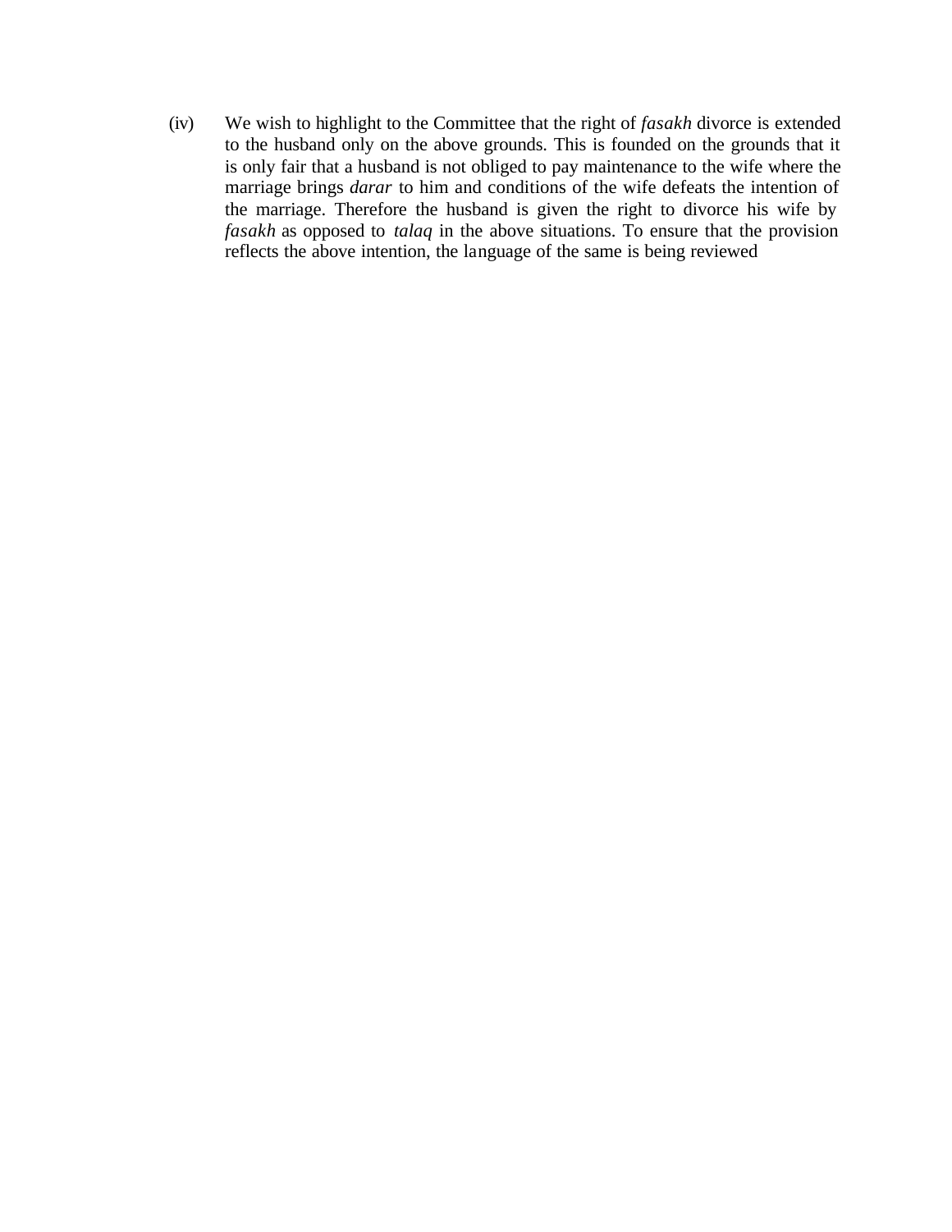(iv) We wish to highlight to the Committee that the right of *fasakh* divorce is extended to the husband only on the above grounds. This is founded on the grounds that it is only fair that a husband is not obliged to pay maintenance to the wife where the marriage brings *darar* to him and conditions of the wife defeats the intention of the marriage. Therefore the husband is given the right to divorce his wife by *fasakh* as opposed to *talaq* in the above situations. To ensure that the provision reflects the above intention, the language of the same is being reviewed